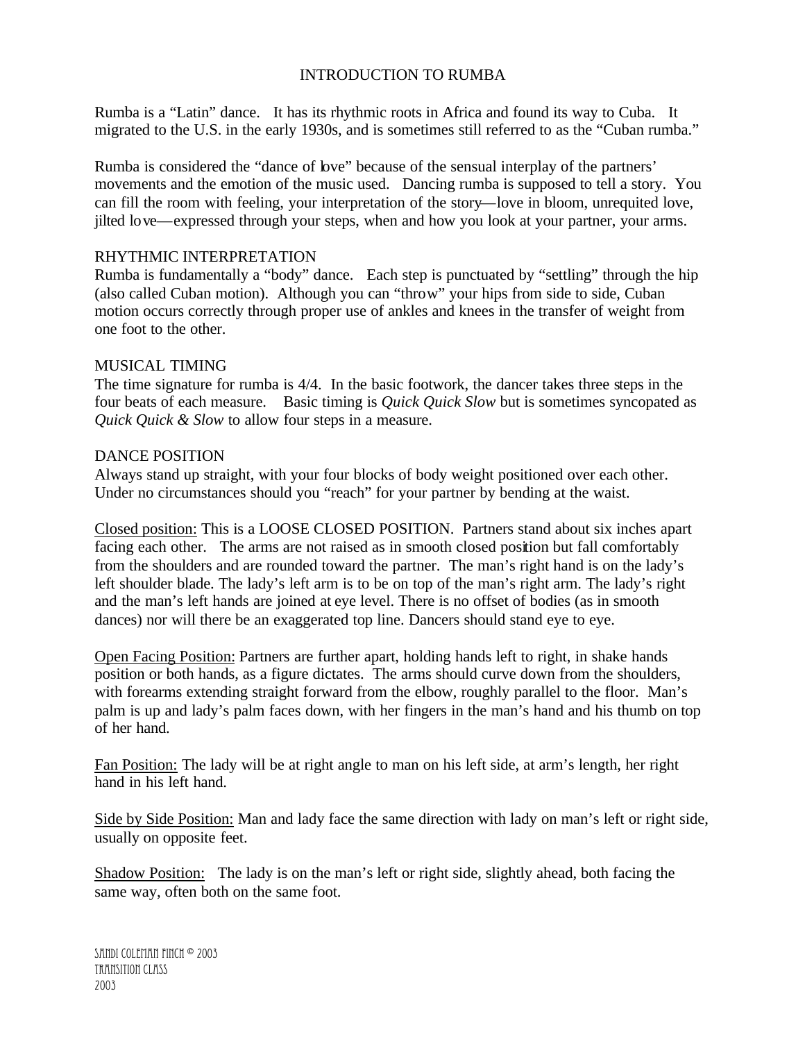# INTRODUCTION TO RUMBA

Rumba is a "Latin" dance. It has its rhythmic roots in Africa and found its way to Cuba. It migrated to the U.S. in the early 1930s, and is sometimes still referred to as the "Cuban rumba."

Rumba is considered the "dance of love" because of the sensual interplay of the partners' movements and the emotion of the music used. Dancing rumba is supposed to tell a story. You can fill the room with feeling, your interpretation of the story—love in bloom, unrequited love, jilted love—expressed through your steps, when and how you look at your partner, your arms.

## RHYTHMIC INTERPRETATION

Rumba is fundamentally a "body" dance. Each step is punctuated by "settling" through the hip (also called Cuban motion). Although you can "throw" your hips from side to side, Cuban motion occurs correctly through proper use of ankles and knees in the transfer of weight from one foot to the other.

## MUSICAL TIMING

The time signature for rumba is 4/4. In the basic footwork, the dancer takes three steps in the four beats of each measure. Basic timing is *Quick Quick Slow* but is sometimes syncopated as *Quick Quick & Slow* to allow four steps in a measure.

## DANCE POSITION

Always stand up straight, with your four blocks of body weight positioned over each other. Under no circumstances should you "reach" for your partner by bending at the waist.

Closed position: This is a LOOSE CLOSED POSITION. Partners stand about six inches apart facing each other. The arms are not raised as in smooth closed position but fall comfortably from the shoulders and are rounded toward the partner. The man's right hand is on the lady's left shoulder blade. The lady's left arm is to be on top of the man's right arm. The lady's right and the man's left hands are joined at eye level. There is no offset of bodies (as in smooth dances) nor will there be an exaggerated top line. Dancers should stand eye to eye.

Open Facing Position: Partners are further apart, holding hands left to right, in shake hands position or both hands, as a figure dictates. The arms should curve down from the shoulders, with forearms extending straight forward from the elbow, roughly parallel to the floor. Man's palm is up and lady's palm faces down, with her fingers in the man's hand and his thumb on top of her hand.

Fan Position: The lady will be at right angle to man on his left side, at arm's length, her right hand in his left hand.

Side by Side Position: Man and lady face the same direction with lady on man's left or right side, usually on opposite feet.

Shadow Position: The lady is on the man's left or right side, slightly ahead, both facing the same way, often both on the same foot.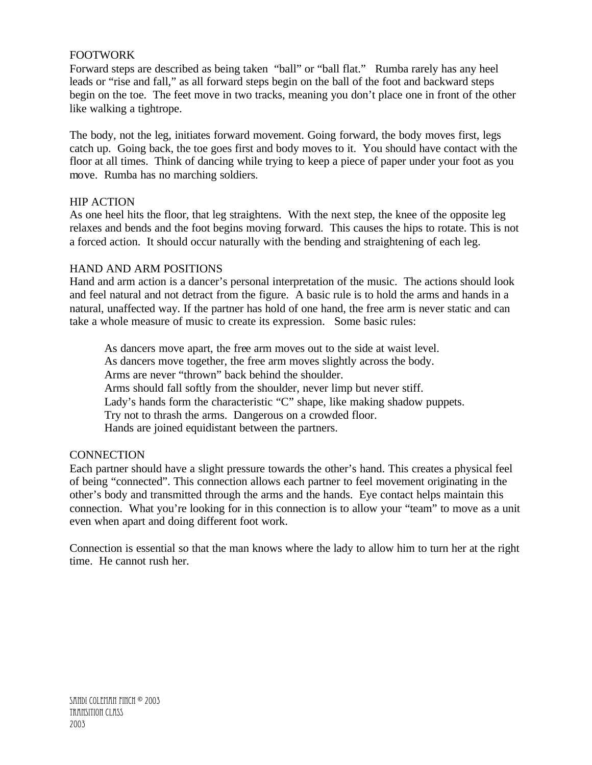## FOOTWORK

Forward steps are described as being taken "ball" or "ball flat." Rumba rarely has any heel leads or "rise and fall," as all forward steps begin on the ball of the foot and backward steps begin on the toe. The feet move in two tracks, meaning you don't place one in front of the other like walking a tightrope.

The body, not the leg, initiates forward movement. Going forward, the body moves first, legs catch up. Going back, the toe goes first and body moves to it. You should have contact with the floor at all times. Think of dancing while trying to keep a piece of paper under your foot as you move. Rumba has no marching soldiers.

## HIP ACTION

As one heel hits the floor, that leg straightens. With the next step, the knee of the opposite leg relaxes and bends and the foot begins moving forward. This causes the hips to rotate. This is not a forced action. It should occur naturally with the bending and straightening of each leg.

## HAND AND ARM POSITIONS

Hand and arm action is a dancer's personal interpretation of the music. The actions should look and feel natural and not detract from the figure. A basic rule is to hold the arms and hands in a natural, unaffected way. If the partner has hold of one hand, the free arm is never static and can take a whole measure of music to create its expression. Some basic rules:

- As dancers move apart, the free arm moves out to the side at waist level.
- As dancers move together, the free arm moves slightly across the body.
- Arms are never "thrown" back behind the shoulder.
- Arms should fall softly from the shoulder, never limp but never stiff.
- Lady's hands form the characteristic "C" shape, like making shadow puppets.
- Try not to thrash the arms. Dangerous on a crowded floor.
- Hands are joined equidistant between the partners.

## CONNECTION

Each partner should have a slight pressure towards the other's hand. This creates a physical feel of being "connected". This connection allows each partner to feel movement originating in the other's body and transmitted through the arms and the hands. Eye contact helps maintain this connection. What you're looking for in this connection is to allow your "team" to move as a unit even when apart and doing different foot work.

Connection is essential so that the man knows where the lady to allow him to turn her at the right time. He cannot rush her.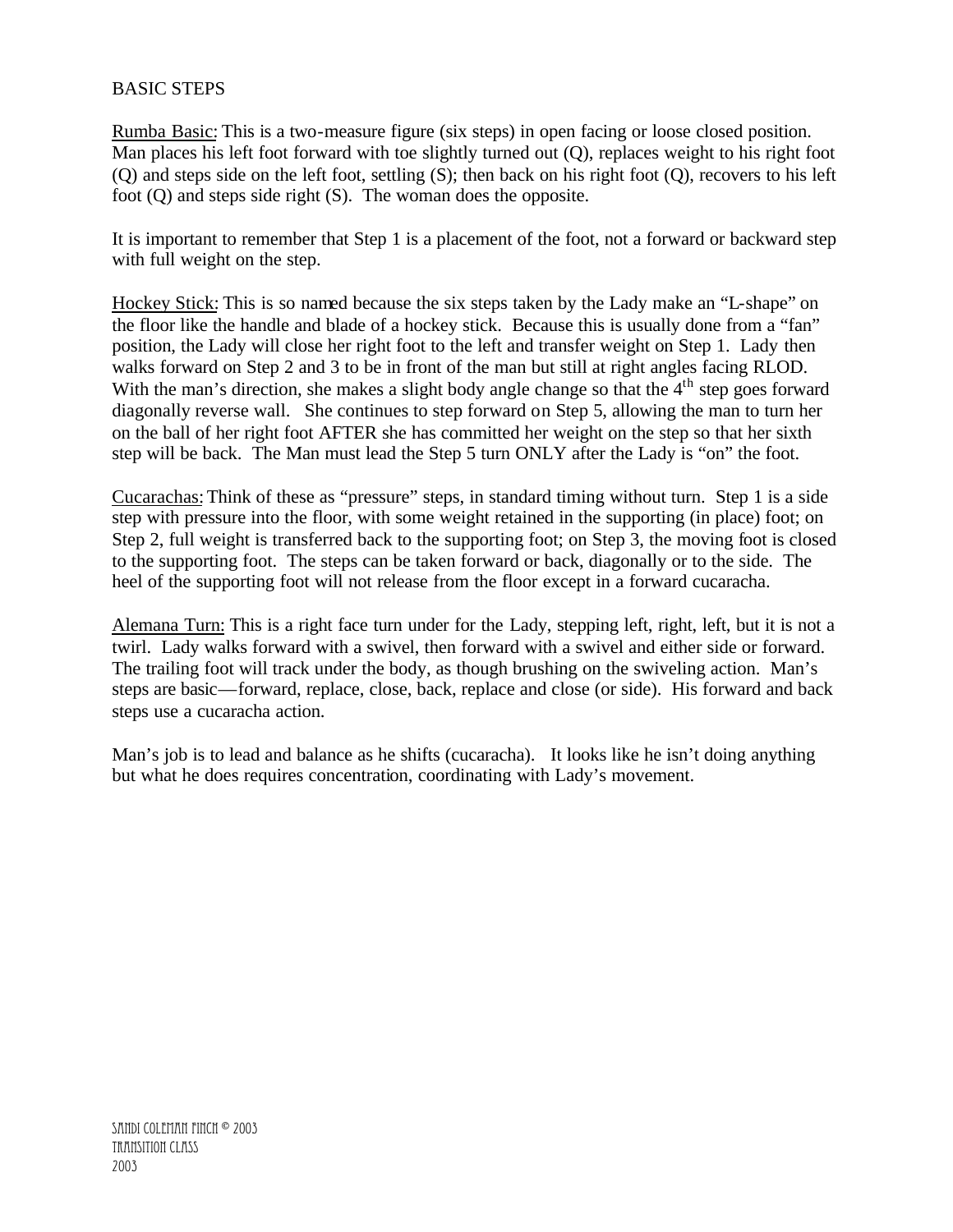BASIC STEPS

Rumba Basic: This is a two-measure figure (six steps) in open facing or loose closed position. Man places his left foot forward with toe slightly turned out (Q), replaces weight to his right foot (Q) and steps side on the left foot, settling (S); then back on his right foot (Q), recovers to his left foot (Q) and steps side right (S). The woman does the opposite.

It is important to remember that Step 1 is a placement of the foot, not a forward or backward step with full weight on the step.

Hockey Stick: This is so named because the six steps taken by the Lady make an "L-shape" on the floor like the handle and blade of a hockey stick. Because this is usually done from a "fan" position, the Lady will close her right foot to the left and transfer weight on Step 1. Lady then walks forward on Step 2 and 3 to be in front of the man but still at right angles facing RLOD. With the man's direction, she makes a slight body angle change so that the 4th step goes forward diagonally reverse wall. She continues to step forward on Step 5, allowing the man to turn her on the ball of her right foot AFTER she has committed her weight on the step so that her sixth step will be back. The Man must lead the Step 5 turn ONLY after the Lady is "on" the foot.

Cucarachas: Think of these as "pressure" steps, in standard timing without turn. Step 1 is a side step with pressure into the floor, with some weight retained in the supporting (in place) foot; on Step 2, full weight is transferred back to the supporting foot; on Step 3, the moving foot is closed to the supporting foot. The steps can be taken forward or back, diagonally or to the side. The heel of the supporting foot will not release from the floor except in a forward cucaracha.

Alemana Turn: This is a right face turn under for the Lady, stepping left, right, left, but it is not a twirl. Lady walks forward with a swivel, then forward with a swivel and either side or forward. The trailing foot will track under the body, as though brushing on the swiveling action. Man's steps are basic—forward, replace, close, back, replace and close (or side). His forward and back steps use a cucaracha action.

Man's job is to lead and balance as he shifts (cucaracha). It looks like he isn't doing anything but what he does requires concentration, coordinating with Lady's movement.